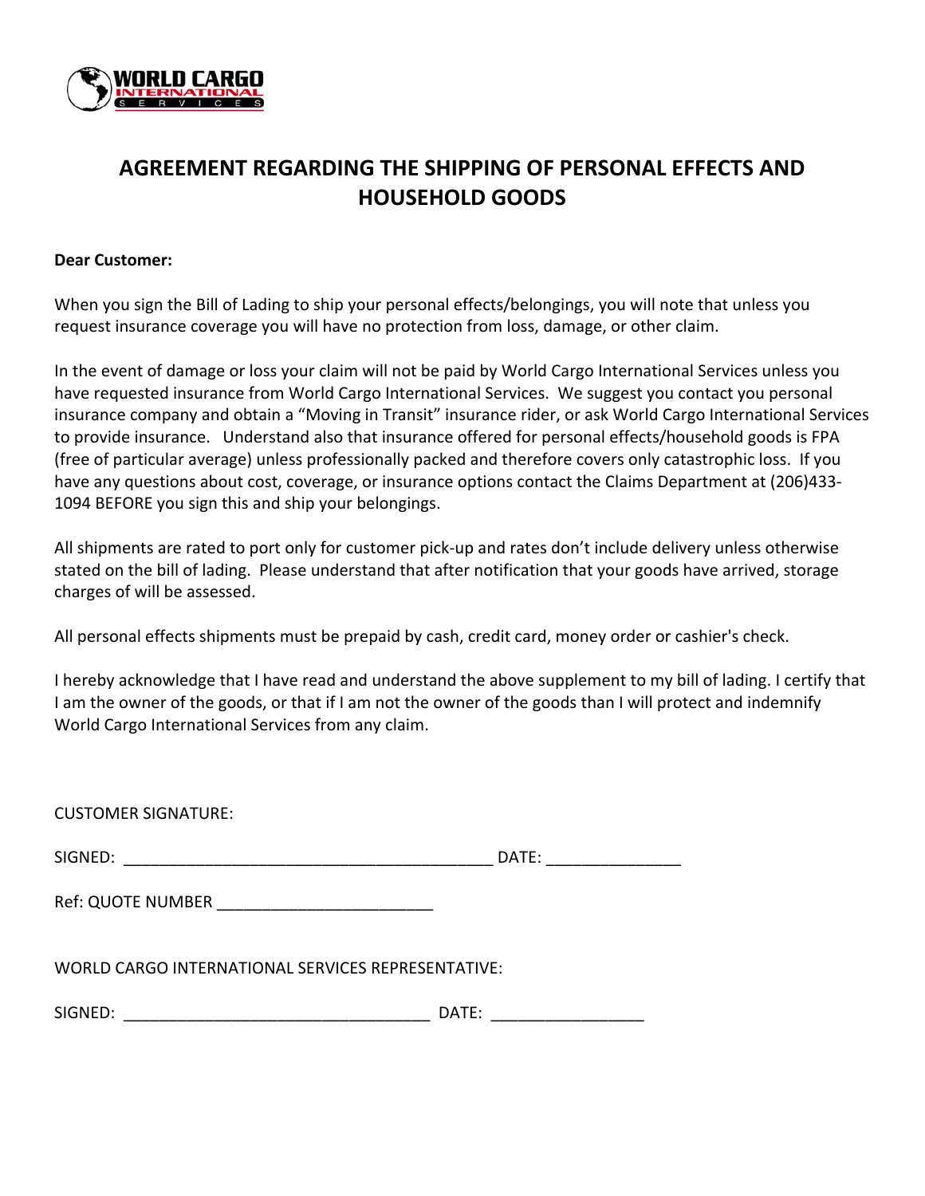# AGREEMENT REGARDING THE SHIPPING OF PERSONAL EFFECTS AND HOUSEHOLD GOODS

**Dear Customer:**

When you sign the Bill of Lading to ship your personal effects/belongings, you will note that unless you request insurance coverage you will have no protection from loss, damage, or other claim.

In the event of damage or loss your claim will not be paid by World Cargo International Services unless you have requested insurance from World Cargo International Services. We suggest you contact you personal insurance company and obtain a "Moving in Transit" insurance rider, or ask World Cargo International Services to provide insurance. Understand also that insurance offered for personal effects/household goods is FPA (free of particular average) unless professionally packed and therefore covers only catastrophic loss. If you have any questions about cost, coverage, or insurance options contact the Claims Department at (206)433-1094 BEFORE you sign this and ship your belongings.

All shipments are rated to port only for customer pick-up and rates don't include delivery unless otherwise stated on the bill of lading. Please understand that after notification that your goods have arrived, storage charges of will be assessed.

All personal effects shipments must be prepaid by cash, credit card, money order or cashier's check.

I hereby acknowledge that I have read and understand the above supplement to my bill of lading. I certify that I am the owner of the goods, or that if I am not the owner of the goods than I will protect and indemnify World Cargo International Services from any claim.

CUSTOMER SIGNATURE:

SIGNED: __________________________________________ DATE: _______________

Ref: QUOTE NUMBER _________________________

WORLD CARGO INTERNATIONAL SERVICES REPRESENTATIVE:

SIGNED: ___________________________________ DATE: _________________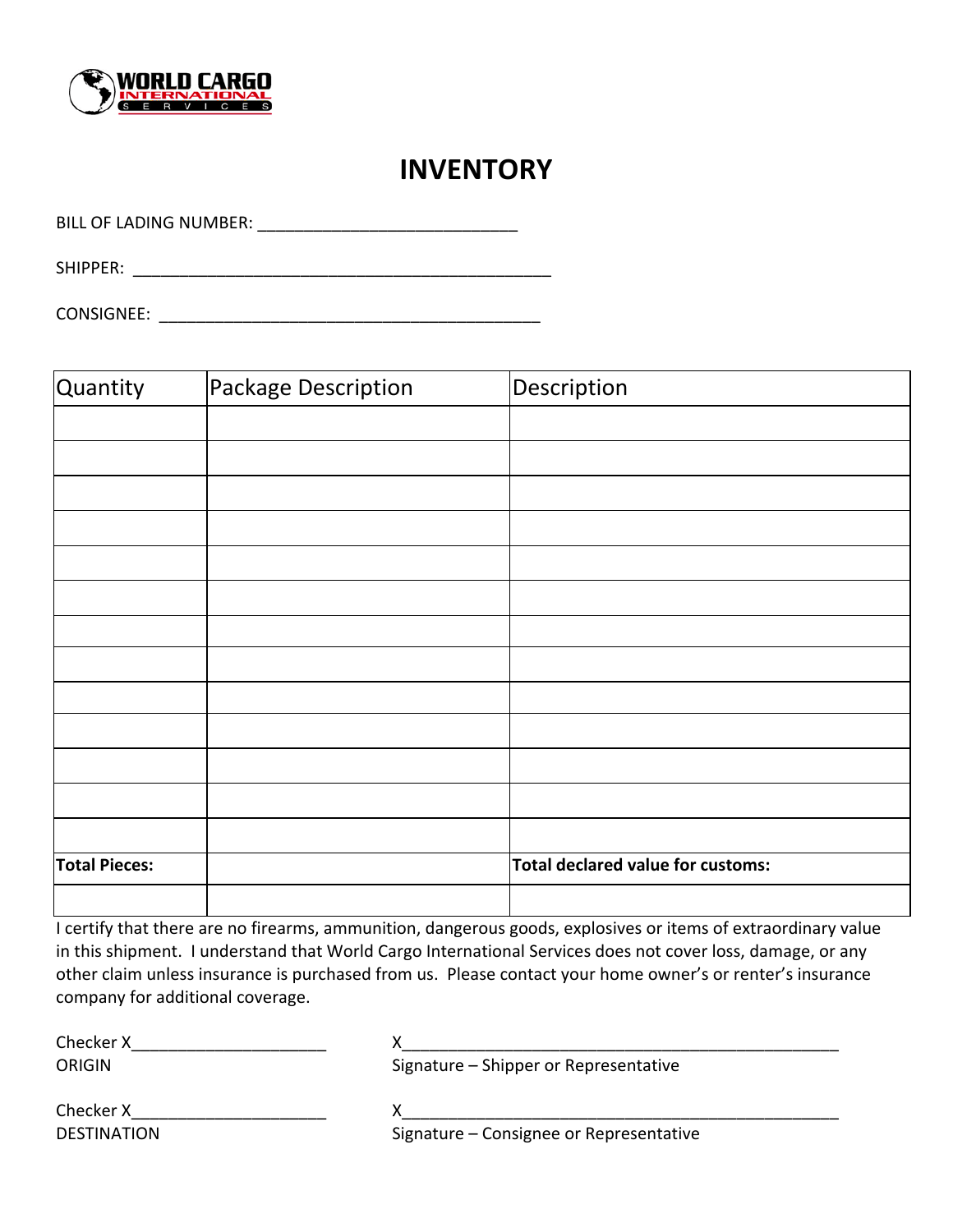WORLD CARGO INTERNATIONAL SERVICES

# INVENTORY

BILL OF LADING NUMBER: ____________________________

SHIPPER: ______________________________________________

CONSIGNEE: __________________________________________

| Quantity | Package Description | Description |
|---|---|---|
| | | |
| | | |
| | | |
| | | |
| | | |
| | | |
| | | |
| | | |
| | | |
| | | |
| | | |
| | | |
| | | |
| **Total Pieces:** | | **Total declared value for customs:** |
| | | |

I certify that there are no firearms, ammunition, dangerous goods, explosives or items of extraordinary value in this shipment. I understand that World Cargo International Services does not cover loss, damage, or any other claim unless insurance is purchased from us. Please contact your home owner's or renter's insurance company for additional coverage.

Checker X_____________________
ORIGIN

X_________________________________________________
Signature – Shipper or Representative

Checker X_____________________
DESTINATION

X_________________________________________________
Signature – Consignee or Representative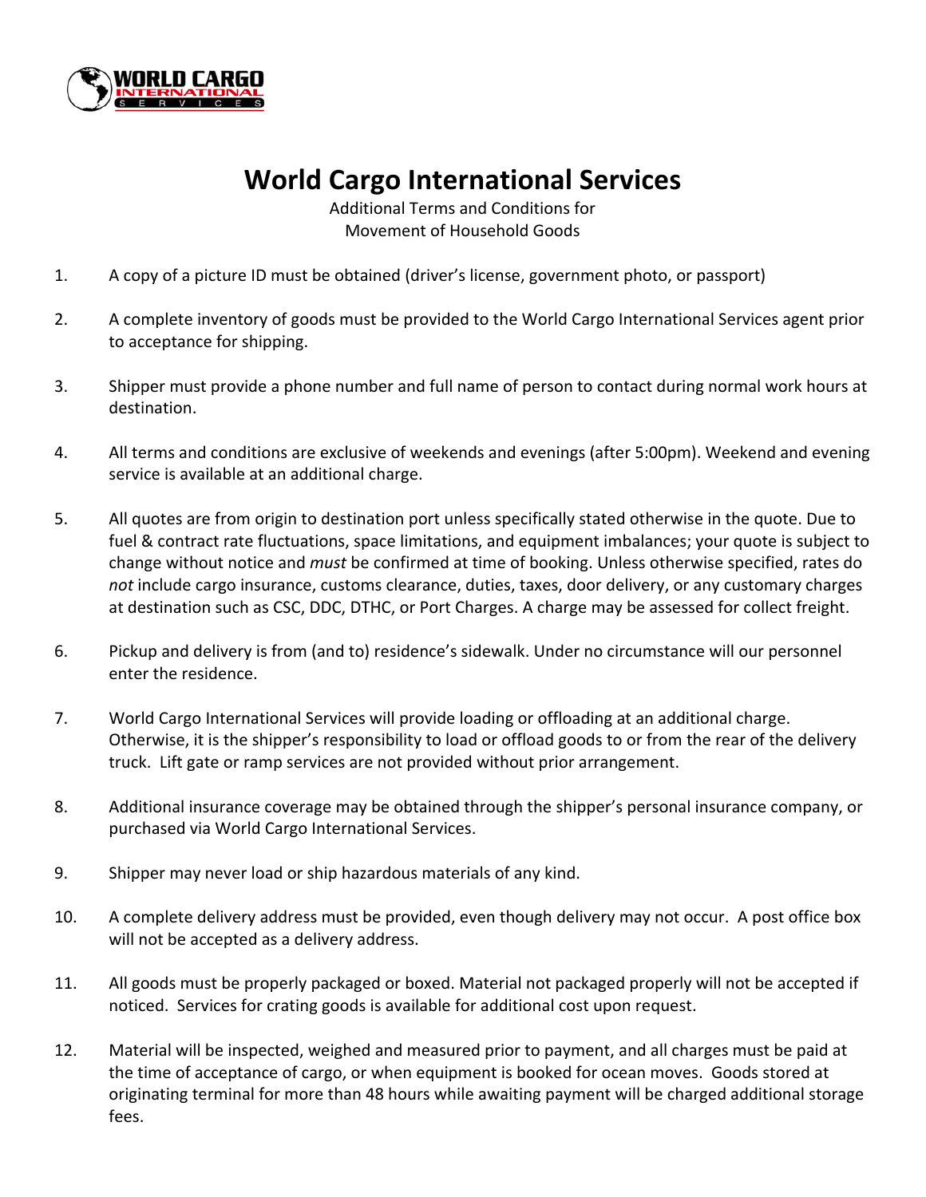# World Cargo International Services

Additional Terms and Conditions for
Movement of Household Goods

1. A copy of a picture ID must be obtained (driver's license, government photo, or passport)

2. A complete inventory of goods must be provided to the World Cargo International Services agent prior to acceptance for shipping.

3. Shipper must provide a phone number and full name of person to contact during normal work hours at destination.

4. All terms and conditions are exclusive of weekends and evenings (after 5:00pm). Weekend and evening service is available at an additional charge.

5. All quotes are from origin to destination port unless specifically stated otherwise in the quote. Due to fuel & contract rate fluctuations, space limitations, and equipment imbalances; your quote is subject to change without notice and *must* be confirmed at time of booking. Unless otherwise specified, rates do *not* include cargo insurance, customs clearance, duties, taxes, door delivery, or any customary charges at destination such as CSC, DDC, DTHC, or Port Charges. A charge may be assessed for collect freight.

6. Pickup and delivery is from (and to) residence's sidewalk. Under no circumstance will our personnel enter the residence.

7. World Cargo International Services will provide loading or offloading at an additional charge. Otherwise, it is the shipper's responsibility to load or offload goods to or from the rear of the delivery truck. Lift gate or ramp services are not provided without prior arrangement.

8. Additional insurance coverage may be obtained through the shipper's personal insurance company, or purchased via World Cargo International Services.

9. Shipper may never load or ship hazardous materials of any kind.

10. A complete delivery address must be provided, even though delivery may not occur. A post office box will not be accepted as a delivery address.

11. All goods must be properly packaged or boxed. Material not packaged properly will not be accepted if noticed. Services for crating goods is available for additional cost upon request.

12. Material will be inspected, weighed and measured prior to payment, and all charges must be paid at the time of acceptance of cargo, or when equipment is booked for ocean moves. Goods stored at originating terminal for more than 48 hours while awaiting payment will be charged additional storage fees.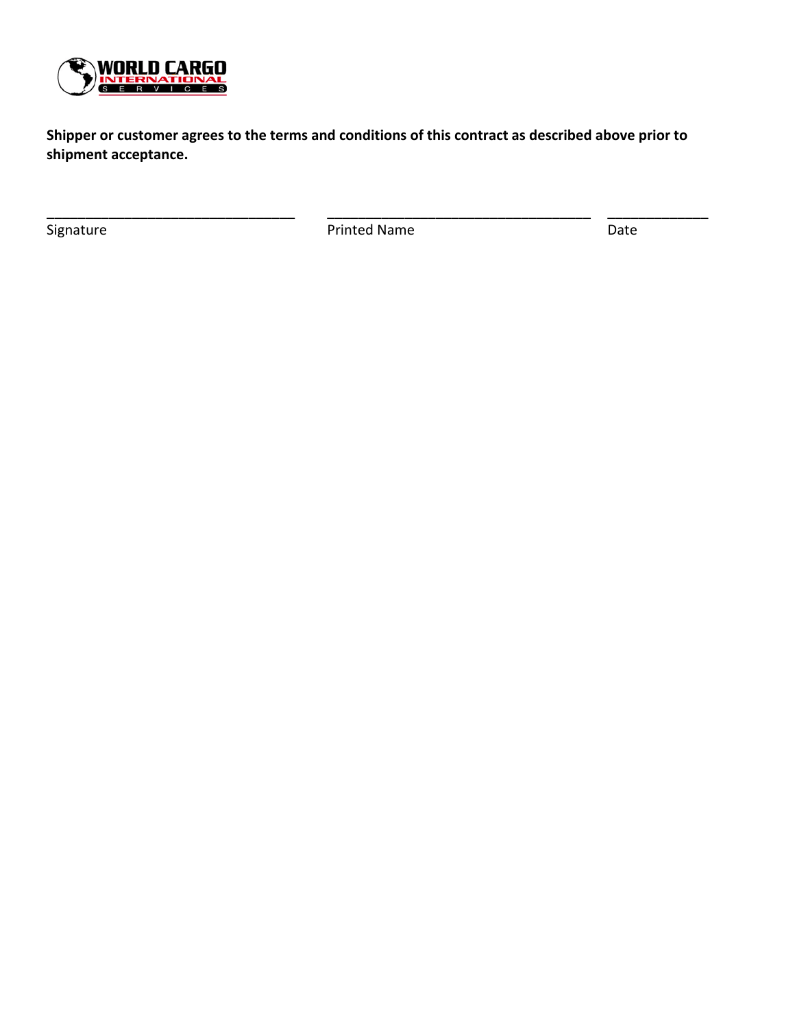**Shipper or customer agrees to the terms and conditions of this contract as described above prior to shipment acceptance.**

| | | |
|---|---|---|
| ________________________________ | __________________________________ | _____________ |
| Signature | Printed Name | Date |